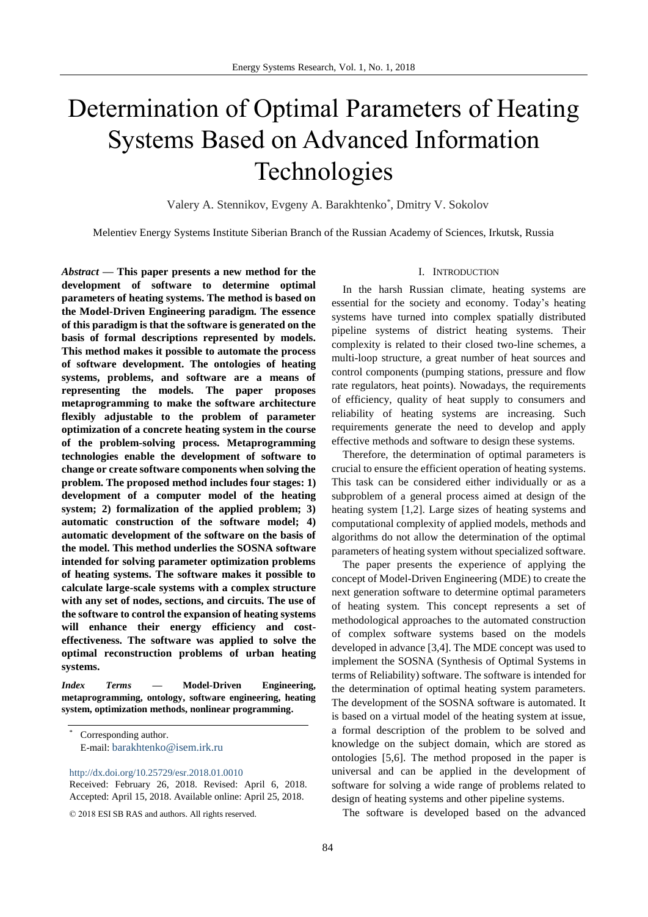# Determination of Optimal Parameters of Heating Systems Based on Advanced Information Technologies

Valery A. Stennikov, Evgeny A. Barakhtenko*, Dmitry V. Sokolov

Melentiev Energy Systems Institute Siberian Branch of the Russian Academy of Sciences, Irkutsk, Russia

***Abstract* — This paper presents a new method for the development of software to determine optimal parameters of heating systems. The method is based on the Model-Driven Engineering paradigm. The essence of this paradigm is that the software is generated on the basis of formal descriptions represented by models. This method makes it possible to automate the process of software development. The ontologies of heating systems, problems, and software are a means of representing the models. The paper proposes metaprogramming to make the software architecture flexibly adjustable to the problem of parameter optimization of a concrete heating system in the course of the problem-solving process. Metaprogramming technologies enable the development of software to change or create software components when solving the problem. The proposed method includes four stages: 1) development of a computer model of the heating system; 2) formalization of the applied problem; 3) automatic construction of the software model; 4) automatic development of the software on the basis of the model. This method underlies the SOSNA software intended for solving parameter optimization problems of heating systems. The software makes it possible to calculate large-scale systems with a complex structure with any set of nodes, sections, and circuits. The use of the software to control the expansion of heating systems will enhance their energy efficiency and cost-effectiveness. The software was applied to solve the optimal reconstruction problems of urban heating systems.**

***Index Terms* — Model-Driven Engineering, metaprogramming, ontology, software engineering, heating system, optimization methods, nonlinear programming.**

\* Corresponding author.
E-mail: barakhtenko@isem.irk.ru

http://dx.doi.org/10.25729/esr.2018.01.0010

Received: February 26, 2018. Revised: April 6, 2018. Accepted: April 15, 2018. Available online: April 25, 2018.

© 2018 ESI SB RAS and authors. All rights reserved.

## I. Introduction

In the harsh Russian climate, heating systems are essential for the society and economy. Today's heating systems have turned into complex spatially distributed pipeline systems of district heating systems. Their complexity is related to their closed two-line schemes, a multi-loop structure, a great number of heat sources and control components (pumping stations, pressure and flow rate regulators, heat points). Nowadays, the requirements of efficiency, quality of heat supply to consumers and reliability of heating systems are increasing. Such requirements generate the need to develop and apply effective methods and software to design these systems.

Therefore, the determination of optimal parameters is crucial to ensure the efficient operation of heating systems. This task can be considered either individually or as a subproblem of a general process aimed at design of the heating system [1,2]. Large sizes of heating systems and computational complexity of applied models, methods and algorithms do not allow the determination of the optimal parameters of heating system without specialized software.

The paper presents the experience of applying the concept of Model-Driven Engineering (MDE) to create the next generation software to determine optimal parameters of heating system. This concept represents a set of methodological approaches to the automated construction of complex software systems based on the models developed in advance [3,4]. The MDE concept was used to implement the SOSNA (Synthesis of Optimal Systems in terms of Reliability) software. The software is intended for the determination of optimal heating system parameters. The development of the SOSNA software is automated. It is based on a virtual model of the heating system at issue, a formal description of the problem to be solved and knowledge on the subject domain, which are stored as ontologies [5,6]. The method proposed in the paper is universal and can be applied in the development of software for solving a wide range of problems related to design of heating systems and other pipeline systems.

The software is developed based on the advanced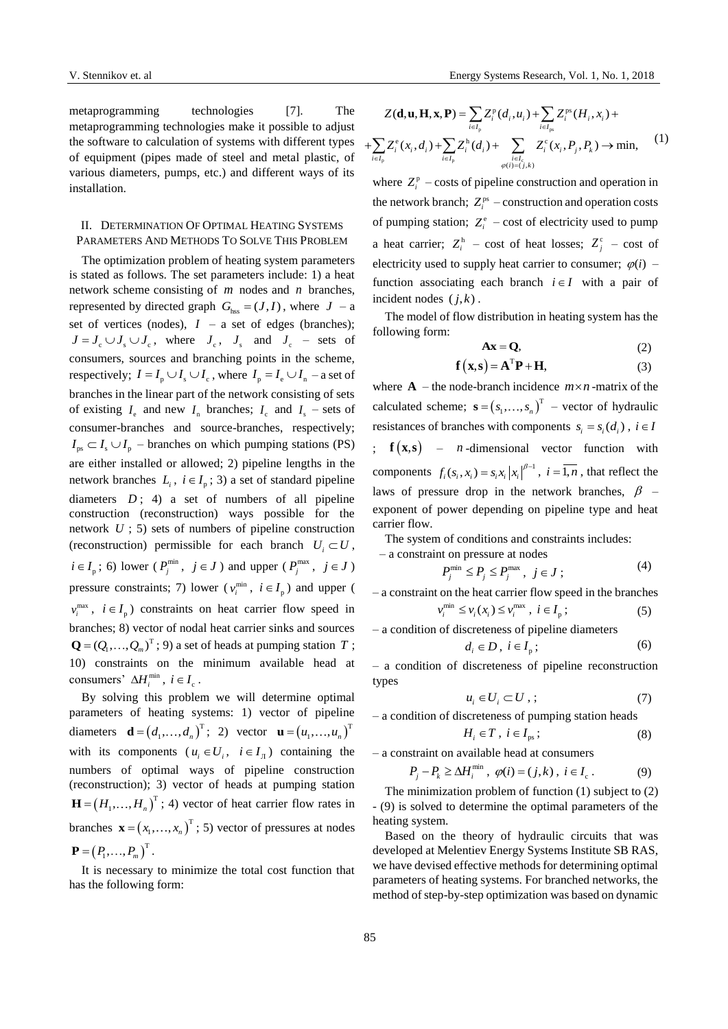metaprogramming technologies [7]. The metaprogramming technologies make it possible to adjust the software to calculation of systems with different types of equipment (pipes made of steel and metal plastic, of various diameters, pumps, etc.) and different ways of its installation.

## II. Determination Of Optimal Heating Systems Parameters And Methods To Solve This Problem

The optimization problem of heating system parameters is stated as follows. The set parameters include: 1) a heat network scheme consisting of $m$ nodes and $n$ branches, represented by directed graph $G_{\text{hss}} = (J, I)$, where $J$ – a set of vertices (nodes), $I$ – a set of edges (branches); $J = J_{\text{c}} \cup J_{\text{s}} \cup J_{\text{c}}$, where $J_{\text{c}}$, $J_{\text{s}}$ and $J_{\text{c}}$ – sets of consumers, sources and branching points in the scheme, respectively; $I = I_{\text{p}} \cup I_{\text{s}} \cup I_{\text{c}}$, where $I_{\text{p}} = I_{\text{e}} \cup I_{\text{n}}$ – a set of branches in the linear part of the network consisting of sets of existing $I_{\text{e}}$ and new $I_{\text{n}}$ branches; $I_{\text{c}}$ and $I_{\text{s}}$ – sets of consumer-branches and source-branches, respectively; $I_{\text{ps}} \subset I_{\text{s}} \cup I_{\text{p}}$ – branches on which pumping stations (PS) are either installed or allowed; 2) pipeline lengths in the network branches $L_i$, $i \in I_{\text{p}}$; 3) a set of standard pipeline diameters $D$; 4) a set of numbers of all pipeline construction (reconstruction) ways possible for the network $U$; 5) sets of numbers of pipeline construction (reconstruction) permissible for each branch $U_i \subset U$, $i \in I_{\text{p}}$; 6) lower ($P_j^{\min}$, $j \in J$) and upper ($P_j^{\max}$, $j \in J$) pressure constraints; 7) lower ($v_i^{\min}$, $i \in I_{\text{p}}$) and upper ($v_i^{\max}$, $i \in I_{\text{p}}$) constraints on heat carrier flow speed in branches; 8) vector of nodal heat carrier sinks and sources $\mathbf{Q} = (Q_1, \ldots, Q_m)^{\text{T}}$; 9) a set of heads at pumping station $T$; 10) constraints on the minimum available head at consumers' $\Delta H_i^{\min}$, $i \in I_{\text{c}}$.

By solving this problem we will determine optimal parameters of heating systems: 1) vector of pipeline diameters $\mathbf{d} = (d_1, \ldots, d_n)^{\text{T}}$; 2) vector $\mathbf{u} = (u_1, \ldots, u_n)^{\text{T}}$ with its components ($u_i \in U_i$, $i \in I_{\text{Л}}$) containing the numbers of optimal ways of pipeline construction (reconstruction); 3) vector of heads at pumping station $\mathbf{H} = (H_1, \ldots, H_n)^{\text{T}}$; 4) vector of heat carrier flow rates in branches $\mathbf{x} = (x_1, \ldots, x_n)^{\text{T}}$; 5) vector of pressures at nodes $\mathbf{P} = (P_1, \ldots, P_m)^{\text{T}}$.

It is necessary to minimize the total cost function that has the following form:

$$Z(\mathbf{d}, \mathbf{u}, \mathbf{H}, \mathbf{x}, \mathbf{P}) = \sum_{i \in I_{\text{p}}} Z_i^{\text{p}}(d_i, u_i) + \sum_{i \in I_{\text{ps}}} Z_i^{\text{ps}}(H_i, x_i) + \\ + \sum_{i \in I_{\text{p}}} Z_i^{\text{e}}(x_i, d_i) + \sum_{i \in I_{\text{p}}} Z_i^{\text{h}}(d_i) + \sum_{\substack{i \in I_{\text{c}} \\ \varphi(i) = (j,k)}} Z_i^{\text{c}}(x_i, P_j, P_k) \to \min, \tag{1}$$

where $Z_i^{\text{p}}$ – costs of pipeline construction and operation in the network branch; $Z_i^{\text{ps}}$ – construction and operation costs of pumping station; $Z_i^{\text{e}}$ – cost of electricity used to pump a heat carrier; $Z_i^{\text{h}}$ – cost of heat losses; $Z_j^{\text{c}}$ – cost of electricity used to supply heat carrier to consumer; $\varphi(i)$ – function associating each branch $i \in I$ with a pair of incident nodes $(j, k)$.

The model of flow distribution in heating system has the following form:

$$\mathbf{A}\mathbf{x} = \mathbf{Q}, \tag{2}$$

$$\mathbf{f}(\mathbf{x}, \mathbf{s}) = \mathbf{A}^{\text{T}}\mathbf{P} + \mathbf{H}, \tag{3}$$

where $\mathbf{A}$ – the node-branch incidence $m \times n$-matrix of the calculated scheme; $\mathbf{s} = (s_1, \ldots, s_n)^{\text{T}}$ – vector of hydraulic resistances of branches with components $s_i = s_i(d_i)$, $i \in I$; $\mathbf{f}(\mathbf{x}, \mathbf{s})$ – $n$-dimensional vector function with components $f_i(s_i, x_i) = s_i x_i |x_i|^{\beta - 1}$, $i = \overline{1, n}$, that reflect the laws of pressure drop in the network branches, $\beta$ – exponent of power depending on pipeline type and heat carrier flow.

The system of conditions and constraints includes:

– a constraint on pressure at nodes

$$P_j^{\min} \le P_j \le P_j^{\max}, \ j \in J; \tag{4}$$

– a constraint on the heat carrier flow speed in the branches

$$v_i^{\min} \le v_i(x_i) \le v_i^{\max}, \ i \in I_{\text{p}}; \tag{5}$$

– a condition of discreteness of pipeline diameters

$$d_i \in D, \ i \in I_{\text{p}}; \tag{6}$$

– a condition of discreteness of pipeline reconstruction types

$$u_i \in U_i \subset U, ; \tag{7}$$

– a condition of discreteness of pumping station heads

$$H_i \in T, \ i \in I_{\text{ps}}; \tag{8}$$

– a constraint on available head at consumers

$$P_j - P_k \ge \Delta H_i^{\min}, \ \varphi(i) = (j, k), \ i \in I_{\text{c}}. \tag{9}$$

The minimization problem of function (1) subject to (2) - (9) is solved to determine the optimal parameters of the heating system.

Based on the theory of hydraulic circuits that was developed at Melentiev Energy Systems Institute SB RAS, we have devised effective methods for determining optimal parameters of heating systems. For branched networks, the method of step-by-step optimization was based on dynamic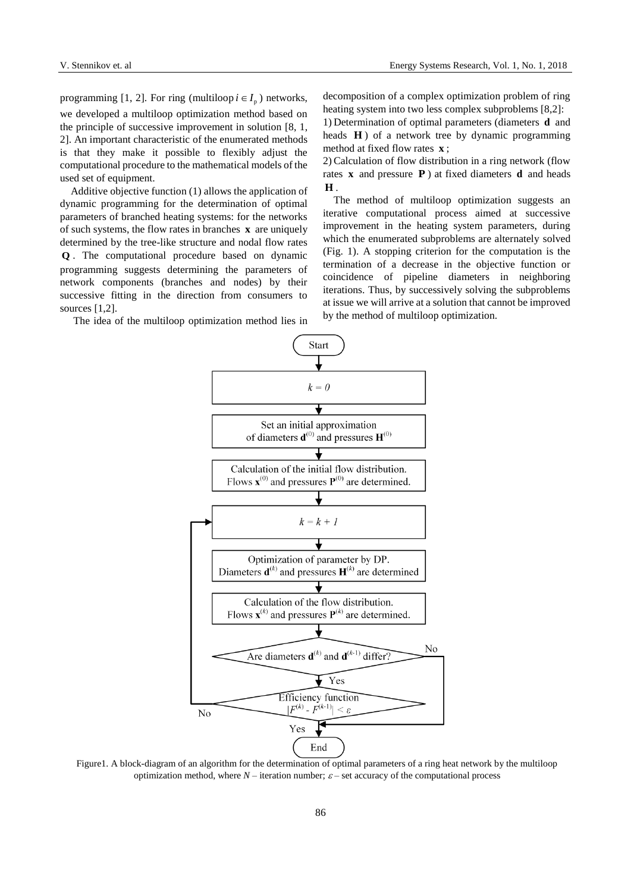programming [1, 2]. For ring (multiloop $i \in I_p$) networks, we developed a multiloop optimization method based on the principle of successive improvement in solution [8, 1, 2]. An important characteristic of the enumerated methods is that they make it possible to flexibly adjust the computational procedure to the mathematical models of the used set of equipment.

Additive objective function (1) allows the application of dynamic programming for the determination of optimal parameters of branched heating systems: for the networks of such systems, the flow rates in branches $\mathbf{x}$ are uniquely determined by the tree-like structure and nodal flow rates $\mathbf{Q}$. The computational procedure based on dynamic programming suggests determining the parameters of network components (branches and nodes) by their successive fitting in the direction from consumers to sources [1,2].

The idea of the multiloop optimization method lies in decomposition of a complex optimization problem of ring heating system into two less complex subproblems [8,2]:

1) Determination of optimal parameters (diameters $\mathbf{d}$ and heads $\mathbf{H}$) of a network tree by dynamic programming method at fixed flow rates $\mathbf{x}$;

2) Calculation of flow distribution in a ring network (flow rates $\mathbf{x}$ and pressure $\mathbf{P}$) at fixed diameters $\mathbf{d}$ and heads $\mathbf{H}$.

The method of multiloop optimization suggests an iterative computational process aimed at successive improvement in the heating system parameters, during which the enumerated subproblems are alternately solved (Fig. 1). A stopping criterion for the computation is the termination of a decrease in the objective function or coincidence of pipeline diameters in neighboring iterations. Thus, by successively solving the subproblems at issue we will arrive at a solution that cannot be improved by the method of multiloop optimization.

Start

$k = 0$

Set an initial approximation of diameters $\mathbf{d}^{(0)}$ and pressures $\mathbf{H}^{(0)}$

Calculation of the initial flow distribution. Flows $\mathbf{x}^{(0)}$ and pressures $\mathbf{P}^{(0)}$ are determined.

$k = k + 1$

Optimization of parameter by DP. Diameters $\mathbf{d}^{(k)}$ and pressures $\mathbf{H}^{(k)}$ are determined

Calculation of the flow distribution. Flows $\mathbf{x}^{(k)}$ and pressures $\mathbf{P}^{(k)}$ are determined.

Are diameters $\mathbf{d}^{(k)}$ and $\mathbf{d}^{(k-1)}$ differ? — No → End; Yes ↓

Efficiency function $|F^{(k)} - F^{(k-1)}| < \varepsilon$ — No → $k = k + 1$; Yes → End

End

Figure1. A block-diagram of an algorithm for the determination of optimal parameters of a ring heat network by the multiloop optimization method, where $N$ – iteration number; $\varepsilon$ – set accuracy of the computational process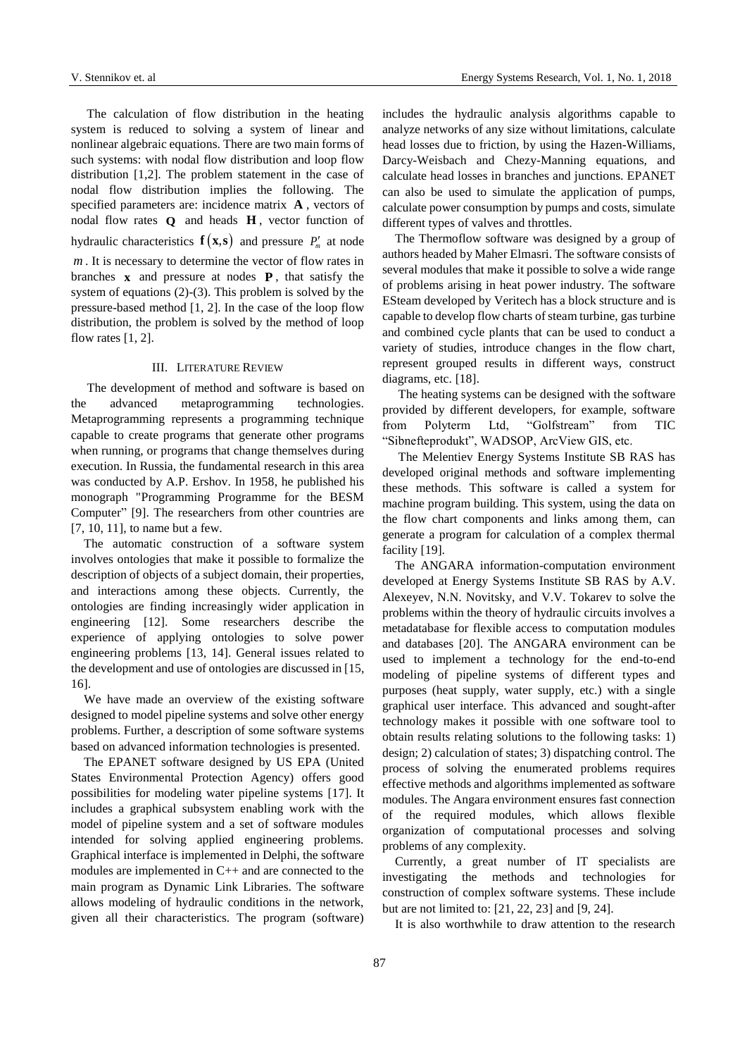The calculation of flow distribution in the heating system is reduced to solving a system of linear and nonlinear algebraic equations. There are two main forms of such systems: with nodal flow distribution and loop flow distribution [1,2]. The problem statement in the case of nodal flow distribution implies the following. The specified parameters are: incidence matrix $\mathbf{A}$, vectors of nodal flow rates $\mathbf{Q}$ and heads $\mathbf{H}$, vector function of hydraulic characteristics $\mathbf{f}(\mathbf{x},\mathbf{s})$ and pressure $P'_m$ at node $m$. It is necessary to determine the vector of flow rates in branches $\mathbf{x}$ and pressure at nodes $\mathbf{P}$, that satisfy the system of equations (2)-(3). This problem is solved by the pressure-based method [1, 2]. In the case of the loop flow distribution, the problem is solved by the method of loop flow rates [1, 2].

## III. Literature Review

The development of method and software is based on the advanced metaprogramming technologies. Metaprogramming represents a programming technique capable to create programs that generate other programs when running, or programs that change themselves during execution. In Russia, the fundamental research in this area was conducted by A.P. Ershov. In 1958, he published his monograph "Programming Programme for the BESM Computer" [9]. The researchers from other countries are [7, 10, 11], to name but a few.

The automatic construction of a software system involves ontologies that make it possible to formalize the description of objects of a subject domain, their properties, and interactions among these objects. Currently, the ontologies are finding increasingly wider application in engineering [12]. Some researchers describe the experience of applying ontologies to solve power engineering problems [13, 14]. General issues related to the development and use of ontologies are discussed in [15, 16].

We have made an overview of the existing software designed to model pipeline systems and solve other energy problems. Further, a description of some software systems based on advanced information technologies is presented.

The EPANET software designed by US EPA (United States Environmental Protection Agency) offers good possibilities for modeling water pipeline systems [17]. It includes a graphical subsystem enabling work with the model of pipeline system and a set of software modules intended for solving applied engineering problems. Graphical interface is implemented in Delphi, the software modules are implemented in C++ and are connected to the main program as Dynamic Link Libraries. The software allows modeling of hydraulic conditions in the network, given all their characteristics. The program (software) includes the hydraulic analysis algorithms capable to analyze networks of any size without limitations, calculate head losses due to friction, by using the Hazen-Williams, Darcy-Weisbach and Chezy-Manning equations, and calculate head losses in branches and junctions. EPANET can also be used to simulate the application of pumps, calculate power consumption by pumps and costs, simulate different types of valves and throttles.

The Thermoflow software was designed by a group of authors headed by Maher Elmasri. The software consists of several modules that make it possible to solve a wide range of problems arising in heat power industry. The software ESteam developed by Veritech has a block structure and is capable to develop flow charts of steam turbine, gas turbine and combined cycle plants that can be used to conduct a variety of studies, introduce changes in the flow chart, represent grouped results in different ways, construct diagrams, etc. [18].

The heating systems can be designed with the software provided by different developers, for example, software from Polyterm Ltd, "Golfstream" from TIC "Sibnefteprodukt", WADSOP, ArcView GIS, etc.

The Melentiev Energy Systems Institute SB RAS has developed original methods and software implementing these methods. This software is called a system for machine program building. This system, using the data on the flow chart components and links among them, can generate a program for calculation of a complex thermal facility [19].

The ANGARA information-computation environment developed at Energy Systems Institute SB RAS by A.V. Alexeyev, N.N. Novitsky, and V.V. Tokarev to solve the problems within the theory of hydraulic circuits involves a metadatabase for flexible access to computation modules and databases [20]. The ANGARA environment can be used to implement a technology for the end-to-end modeling of pipeline systems of different types and purposes (heat supply, water supply, etc.) with a single graphical user interface. This advanced and sought-after technology makes it possible with one software tool to obtain results relating solutions to the following tasks: 1) design; 2) calculation of states; 3) dispatching control. The process of solving the enumerated problems requires effective methods and algorithms implemented as software modules. The Angara environment ensures fast connection of the required modules, which allows flexible organization of computational processes and solving problems of any complexity.

Currently, a great number of IT specialists are investigating the methods and technologies for construction of complex software systems. These include but are not limited to: [21, 22, 23] and [9, 24].

It is also worthwhile to draw attention to the research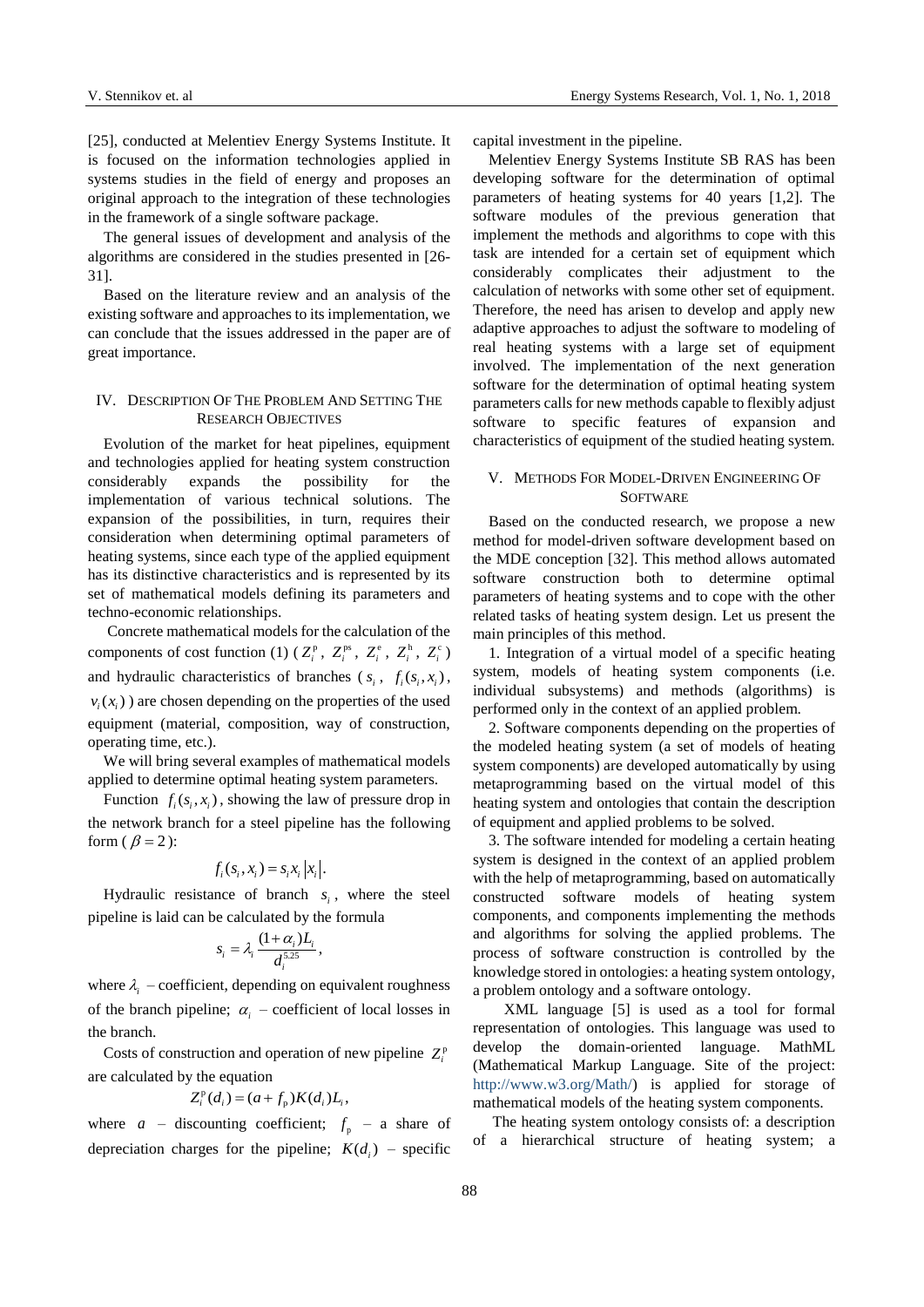[25], conducted at Melentiev Energy Systems Institute. It is focused on the information technologies applied in systems studies in the field of energy and proposes an original approach to the integration of these technologies in the framework of a single software package.

The general issues of development and analysis of the algorithms are considered in the studies presented in [26-31].

Based on the literature review and an analysis of the existing software and approaches to its implementation, we can conclude that the issues addressed in the paper are of great importance.

## IV. Description Of The Problem And Setting The Research Objectives

Evolution of the market for heat pipelines, equipment and technologies applied for heating system construction considerably expands the possibility for the implementation of various technical solutions. The expansion of the possibilities, in turn, requires their consideration when determining optimal parameters of heating systems, since each type of the applied equipment has its distinctive characteristics and is represented by its set of mathematical models defining its parameters and techno-economic relationships.

Concrete mathematical models for the calculation of the components of cost function (1) ($Z_i^{\mathrm{p}}$, $Z_i^{\mathrm{ps}}$, $Z_i^{\mathrm{e}}$, $Z_i^{\mathrm{h}}$, $Z_i^{\mathrm{c}}$) and hydraulic characteristics of branches ($s_i$, $f_i(s_i, x_i)$, $v_i(x_i)$) are chosen depending on the properties of the used equipment (material, composition, way of construction, operating time, etc.).

We will bring several examples of mathematical models applied to determine optimal heating system parameters.

Function $f_i(s_i, x_i)$, showing the law of pressure drop in the network branch for a steel pipeline has the following form ($\beta = 2$):

$$f_i(s_i, x_i) = s_i x_i |x_i|.$$

Hydraulic resistance of branch $s_i$, where the steel pipeline is laid can be calculated by the formula

$$s_i = \lambda_i \frac{(1+\alpha_i)L_i}{d_i^{5.25}},$$

where $\lambda_i$ – coefficient, depending on equivalent roughness of the branch pipeline; $\alpha_i$ – coefficient of local losses in the branch.

Costs of construction and operation of new pipeline $Z_i^{\mathrm{p}}$ are calculated by the equation

$$Z_i^{\mathrm{p}}(d_i) = (a + f_{\mathrm{p}})K(d_i)L_i,$$

where $a$ – discounting coefficient; $f_{\mathrm{p}}$ – a share of depreciation charges for the pipeline; $K(d_i)$ – specific capital investment in the pipeline.

Melentiev Energy Systems Institute SB RAS has been developing software for the determination of optimal parameters of heating systems for 40 years [1,2]. The software modules of the previous generation that implement the methods and algorithms to cope with this task are intended for a certain set of equipment which considerably complicates their adjustment to the calculation of networks with some other set of equipment. Therefore, the need has arisen to develop and apply new adaptive approaches to adjust the software to modeling of real heating systems with a large set of equipment involved. The implementation of the next generation software for the determination of optimal heating system parameters calls for new methods capable to flexibly adjust software to specific features of expansion and characteristics of equipment of the studied heating system.

## V. Methods For Model-Driven Engineering Of Software

Based on the conducted research, we propose a new method for model-driven software development based on the MDE conception [32]. This method allows automated software construction both to determine optimal parameters of heating systems and to cope with the other related tasks of heating system design. Let us present the main principles of this method.

1. Integration of a virtual model of a specific heating system, models of heating system components (i.e. individual subsystems) and methods (algorithms) is performed only in the context of an applied problem.

2. Software components depending on the properties of the modeled heating system (a set of models of heating system components) are developed automatically by using metaprogramming based on the virtual model of this heating system and ontologies that contain the description of equipment and applied problems to be solved.

3. The software intended for modeling a certain heating system is designed in the context of an applied problem with the help of metaprogramming, based on automatically constructed software models of heating system components, and components implementing the methods and algorithms for solving the applied problems. The process of software construction is controlled by the knowledge stored in ontologies: a heating system ontology, a problem ontology and a software ontology.

XML language [5] is used as a tool for formal representation of ontologies. This language was used to develop the domain-oriented language. MathML (Mathematical Markup Language. Site of the project: http://www.w3.org/Math/) is applied for storage of mathematical models of the heating system components.

The heating system ontology consists of: a description of a hierarchical structure of heating system; a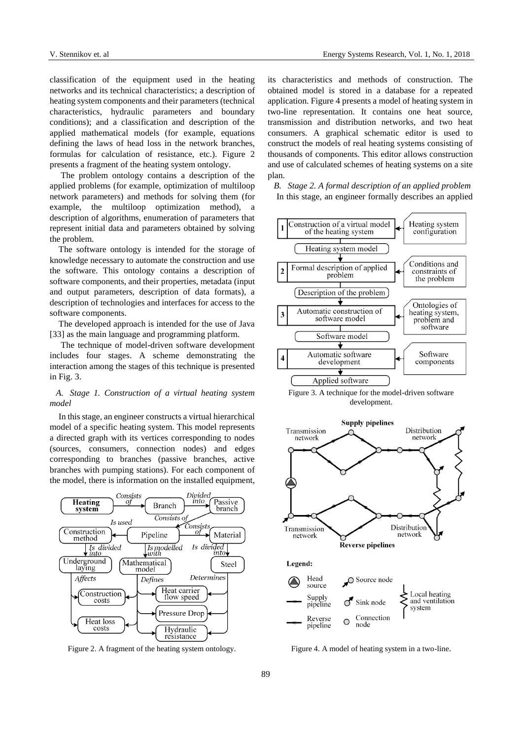classification of the equipment used in the heating networks and its technical characteristics; a description of heating system components and their parameters (technical characteristics, hydraulic parameters and boundary conditions); and a classification and description of the applied mathematical models (for example, equations defining the laws of head loss in the network branches, formulas for calculation of resistance, etc.). Figure 2 presents a fragment of the heating system ontology.

The problem ontology contains a description of the applied problems (for example, optimization of multiloop network parameters) and methods for solving them (for example, the multiloop optimization method), a description of algorithms, enumeration of parameters that represent initial data and parameters obtained by solving the problem.

The software ontology is intended for the storage of knowledge necessary to automate the construction and use the software. This ontology contains a description of software components, and their properties, metadata (input and output parameters, description of data formats), a description of technologies and interfaces for access to the software components.

The developed approach is intended for the use of Java [33] as the main language and programming platform.

The technique of model-driven software development includes four stages. A scheme demonstrating the interaction among the stages of this technique is presented in Fig. 3.

### *A. Stage 1. Construction of a virtual heating system model*

In this stage, an engineer constructs a virtual hierarchical model of a specific heating system. This model represents a directed graph with its vertices corresponding to nodes (sources, consumers, connection nodes) and edges corresponding to branches (passive branches, active branches with pumping stations). For each component of the model, there is information on the installed equipment, its characteristics and methods of construction. The obtained model is stored in a database for a repeated application. Figure 4 presents a model of heating system in two-line representation. It contains one heat source, transmission and distribution networks, and two heat consumers. A graphical schematic editor is used to construct the models of real heating systems consisting of thousands of components. This editor allows construction and use of calculated schemes of heating systems on a site plan.

Figure 2. A fragment of the heating system ontology.

### *B. Stage 2. A formal description of an applied problem*

In this stage, an engineer formally describes an applied

Figure 3. A technique for the model-driven software development.

Figure 4. A model of heating system in a two-line.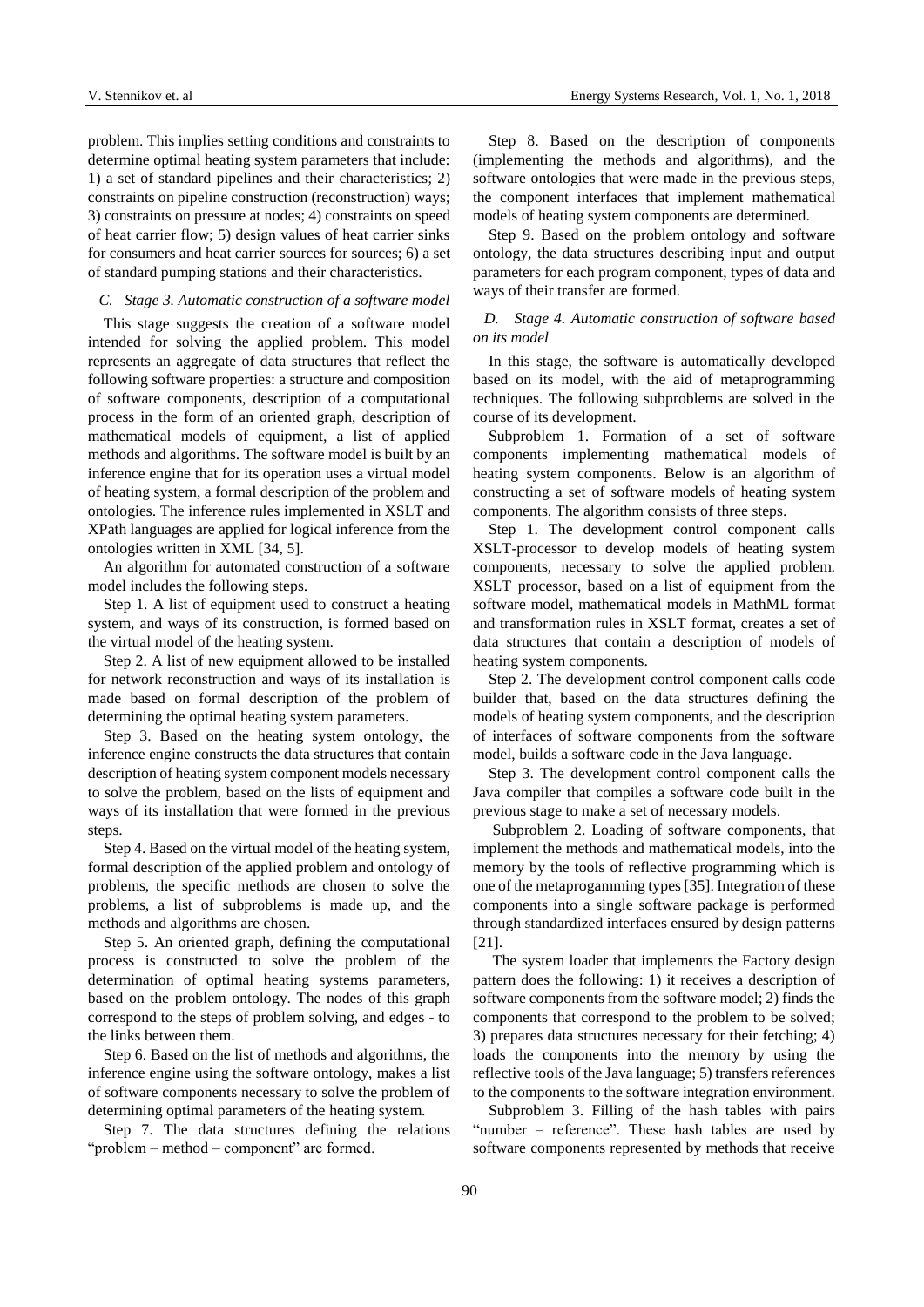problem. This implies setting conditions and constraints to determine optimal heating system parameters that include: 1) a set of standard pipelines and their characteristics; 2) constraints on pipeline construction (reconstruction) ways; 3) constraints on pressure at nodes; 4) constraints on speed of heat carrier flow; 5) design values of heat carrier sinks for consumers and heat carrier sources for sources; 6) a set of standard pumping stations and their characteristics.

### *C. Stage 3. Automatic construction of a software model*

This stage suggests the creation of a software model intended for solving the applied problem. This model represents an aggregate of data structures that reflect the following software properties: a structure and composition of software components, description of a computational process in the form of an oriented graph, description of mathematical models of equipment, a list of applied methods and algorithms. The software model is built by an inference engine that for its operation uses a virtual model of heating system, a formal description of the problem and ontologies. The inference rules implemented in XSLT and XPath languages are applied for logical inference from the ontologies written in XML [34, 5].

An algorithm for automated construction of a software model includes the following steps.

Step 1. A list of equipment used to construct a heating system, and ways of its construction, is formed based on the virtual model of the heating system.

Step 2. A list of new equipment allowed to be installed for network reconstruction and ways of its installation is made based on formal description of the problem of determining the optimal heating system parameters.

Step 3. Based on the heating system ontology, the inference engine constructs the data structures that contain description of heating system component models necessary to solve the problem, based on the lists of equipment and ways of its installation that were formed in the previous steps.

Step 4. Based on the virtual model of the heating system, formal description of the applied problem and ontology of problems, the specific methods are chosen to solve the problems, a list of subproblems is made up, and the methods and algorithms are chosen.

Step 5. An oriented graph, defining the computational process is constructed to solve the problem of the determination of optimal heating systems parameters, based on the problem ontology. The nodes of this graph correspond to the steps of problem solving, and edges - to the links between them.

Step 6. Based on the list of methods and algorithms, the inference engine using the software ontology, makes a list of software components necessary to solve the problem of determining optimal parameters of the heating system.

Step 7. The data structures defining the relations "problem – method – component" are formed.

Step 8. Based on the description of components (implementing the methods and algorithms), and the software ontologies that were made in the previous steps, the component interfaces that implement mathematical models of heating system components are determined.

Step 9. Based on the problem ontology and software ontology, the data structures describing input and output parameters for each program component, types of data and ways of their transfer are formed.

### *D. Stage 4. Automatic construction of software based on its model*

In this stage, the software is automatically developed based on its model, with the aid of metaprogramming techniques. The following subproblems are solved in the course of its development.

Subproblem 1. Formation of a set of software components implementing mathematical models of heating system components. Below is an algorithm of constructing a set of software models of heating system components. The algorithm consists of three steps.

Step 1. The development control component calls XSLT-processor to develop models of heating system components, necessary to solve the applied problem. XSLT processor, based on a list of equipment from the software model, mathematical models in MathML format and transformation rules in XSLT format, creates a set of data structures that contain a description of models of heating system components.

Step 2. The development control component calls code builder that, based on the data structures defining the models of heating system components, and the description of interfaces of software components from the software model, builds a software code in the Java language.

Step 3. The development control component calls the Java compiler that compiles a software code built in the previous stage to make a set of necessary models.

Subproblem 2. Loading of software components, that implement the methods and mathematical models, into the memory by the tools of reflective programming which is one of the metaprogamming types [35]. Integration of these components into a single software package is performed through standardized interfaces ensured by design patterns [21].

The system loader that implements the Factory design pattern does the following: 1) it receives a description of software components from the software model; 2) finds the components that correspond to the problem to be solved; 3) prepares data structures necessary for their fetching; 4) loads the components into the memory by using the reflective tools of the Java language; 5) transfers references to the components to the software integration environment.

Subproblem 3. Filling of the hash tables with pairs "number – reference". These hash tables are used by software components represented by methods that receive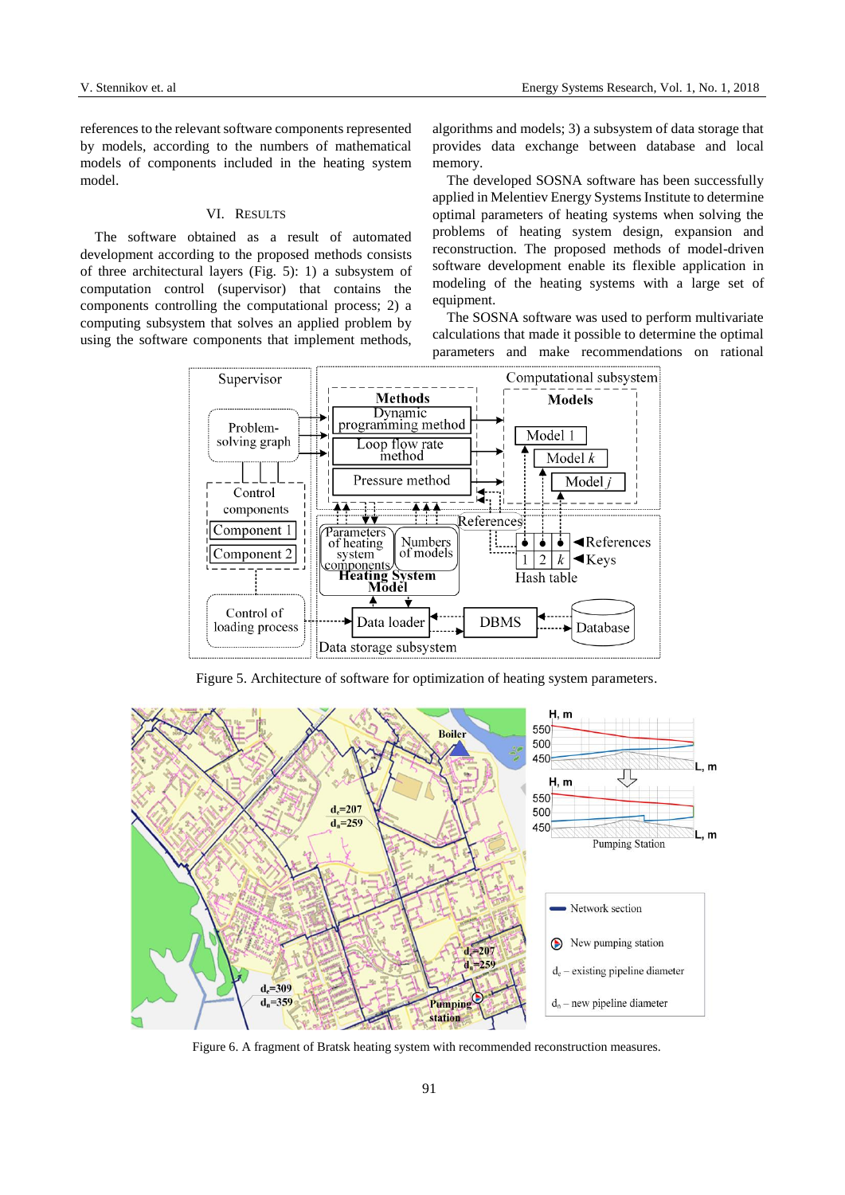references to the relevant software components represented by models, according to the numbers of mathematical models of components included in the heating system model.

## VI. Results

The software obtained as a result of automated development according to the proposed methods consists of three architectural layers (Fig. 5): 1) a subsystem of computation control (supervisor) that contains the components controlling the computational process; 2) a computing subsystem that solves an applied problem by using the software components that implement methods, algorithms and models; 3) a subsystem of data storage that provides data exchange between database and local memory.

The developed SOSNA software has been successfully applied in Melentiev Energy Systems Institute to determine optimal parameters of heating systems when solving the problems of heating system design, expansion and reconstruction. The proposed methods of model-driven software development enable its flexible application in modeling of the heating systems with a large set of equipment.

The SOSNA software was used to perform multivariate calculations that made it possible to determine the optimal parameters and make recommendations on rational

Figure 5. Architecture of software for optimization of heating system parameters.

Figure 6. A fragment of Bratsk heating system with recommended reconstruction measures.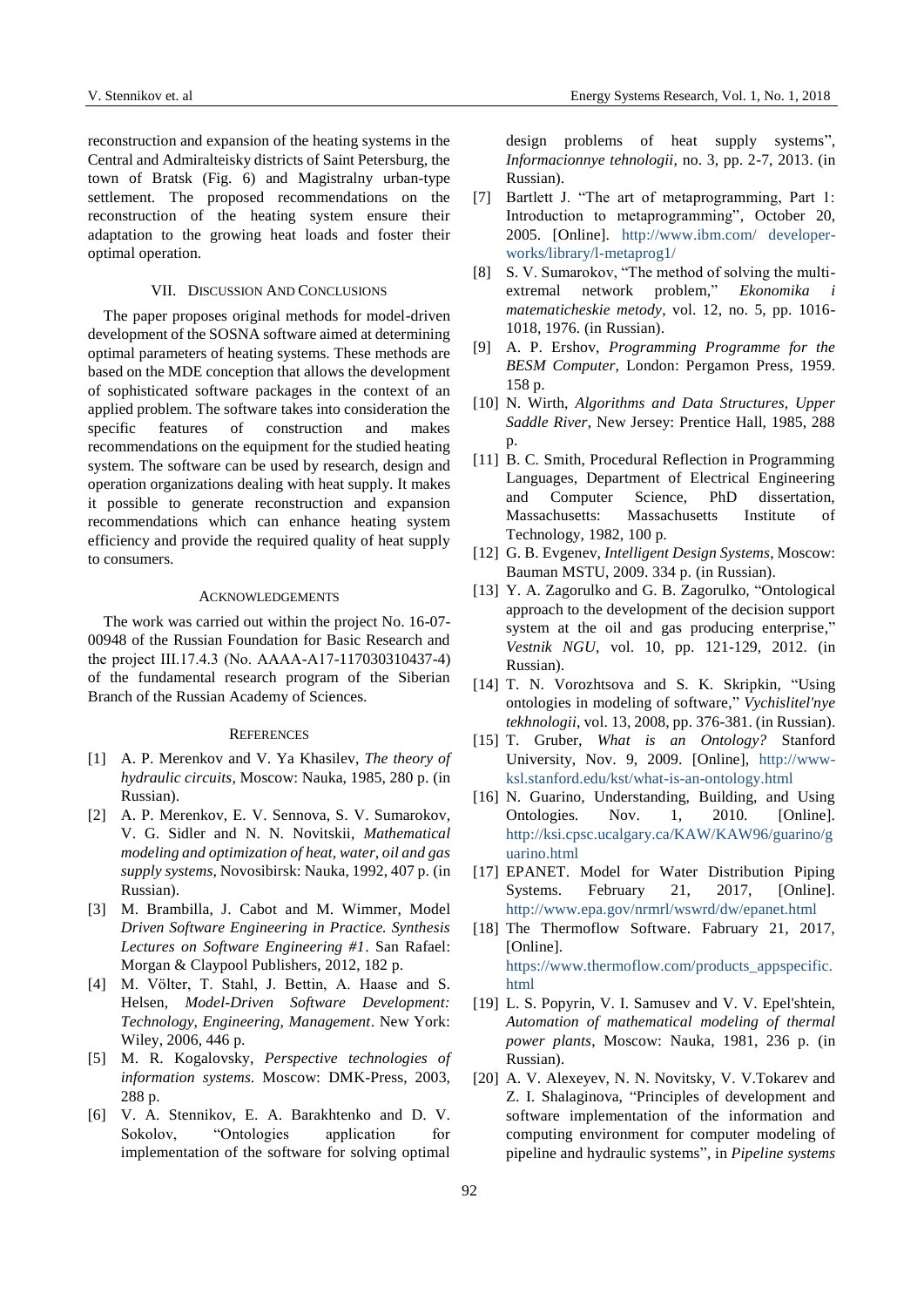reconstruction and expansion of the heating systems in the Central and Admiralteisky districts of Saint Petersburg, the town of Bratsk (Fig. 6) and Magistralny urban-type settlement. The proposed recommendations on the reconstruction of the heating system ensure their adaptation to the growing heat loads and foster their optimal operation.

## VII. Discussion And Conclusions

The paper proposes original methods for model-driven development of the SOSNA software aimed at determining optimal parameters of heating systems. These methods are based on the MDE conception that allows the development of sophisticated software packages in the context of an applied problem. The software takes into consideration the specific features of construction and makes recommendations on the equipment for the studied heating system. The software can be used by research, design and operation organizations dealing with heat supply. It makes it possible to generate reconstruction and expansion recommendations which can enhance heating system efficiency and provide the required quality of heat supply to consumers.

## Acknowledgements

The work was carried out within the project No. 16-07-00948 of the Russian Foundation for Basic Research and the project III.17.4.3 (No. AAAA-A17-117030310437-4) of the fundamental research program of the Siberian Branch of the Russian Academy of Sciences.

## References

[1] A. P. Merenkov and V. Ya Khasilev, *The theory of hydraulic circuits*, Moscow: Nauka, 1985, 280 p. (in Russian).

[2] A. P. Merenkov, E. V. Sennova, S. V. Sumarokov, V. G. Sidler and N. N. Novitskii, *Mathematical modeling and optimization of heat, water, oil and gas supply systems*, Novosibirsk: Nauka, 1992, 407 p. (in Russian).

[3] M. Brambilla, J. Cabot and M. Wimmer, Model *Driven Software Engineering in Practice. Synthesis Lectures on Software Engineering #1*. San Rafael: Morgan & Claypool Publishers, 2012, 182 p.

[4] M. Völter, T. Stahl, J. Bettin, A. Haase and S. Helsen, *Model-Driven Software Development: Technology, Engineering, Management*. New York: Wiley, 2006, 446 p.

[5] M. R. Kogalovsky, *Perspective technologies of information systems*. Moscow: DMK-Press, 2003, 288 p.

[6] V. A. Stennikov, E. A. Barakhtenko and D. V. Sokolov, "Ontologies application for implementation of the software for solving optimal design problems of heat supply systems", *Informacionnye tehnologii*, no. 3, pp. 2-7, 2013. (in Russian).

[7] Bartlett J. "The art of metaprogramming, Part 1: Introduction to metaprogramming", October 20, 2005. [Online]. http://www.ibm.com/ developer-works/library/l-metaprog1/

[8] S. V. Sumarokov, "The method of solving the multi-extremal network problem," *Ekonomika i matematicheskie metody*, vol. 12, no. 5, pp. 1016-1018, 1976. (in Russian).

[9] A. P. Ershov, *Programming Programme for the BESM Computer*, London: Pergamon Press, 1959. 158 p.

[10] N. Wirth, *Algorithms and Data Structures, Upper Saddle River*, New Jersey: Prentice Hall, 1985, 288 p.

[11] B. C. Smith, Procedural Reflection in Programming Languages, Department of Electrical Engineering and Computer Science, PhD dissertation, Massachusetts: Massachusetts Institute of Technology, 1982, 100 p.

[12] G. B. Evgenev, *Intelligent Design Systems*, Moscow: Bauman MSTU, 2009. 334 p. (in Russian).

[13] Y. A. Zagorulko and G. B. Zagorulko, "Ontological approach to the development of the decision support system at the oil and gas producing enterprise," *Vestnik NGU*, vol. 10, pp. 121-129, 2012. (in Russian).

[14] T. N. Vorozhtsova and S. K. Skripkin, "Using ontologies in modeling of software," *Vychislitel'nye tekhnologii*, vol. 13, 2008, pp. 376-381. (in Russian).

[15] T. Gruber, *What is an Ontology?* Stanford University, Nov. 9, 2009. [Online], http://www-ksl.stanford.edu/kst/what-is-an-ontology.html

[16] N. Guarino, Understanding, Building, and Using Ontologies. Nov. 1, 2010. [Online]. http://ksi.cpsc.ucalgary.ca/KAW/KAW96/guarino/guarino.html

[17] EPANET. Model for Water Distribution Piping Systems. February 21, 2017, [Online]. http://www.epa.gov/nrmrl/wswrd/dw/epanet.html

[18] The Thermoflow Software. Fabruary 21, 2017, [Online]. https://www.thermoflow.com/products_appspecific.html

[19] L. S. Popyrin, V. I. Samusev and V. V. Epel'shtein, *Automation of mathematical modeling of thermal power plants*, Moscow: Nauka, 1981, 236 p. (in Russian).

[20] A. V. Alexeyev, N. N. Novitsky, V. V.Tokarev and Z. I. Shalaginova, "Principles of development and software implementation of the information and computing environment for computer modeling of pipeline and hydraulic systems", in *Pipeline systems*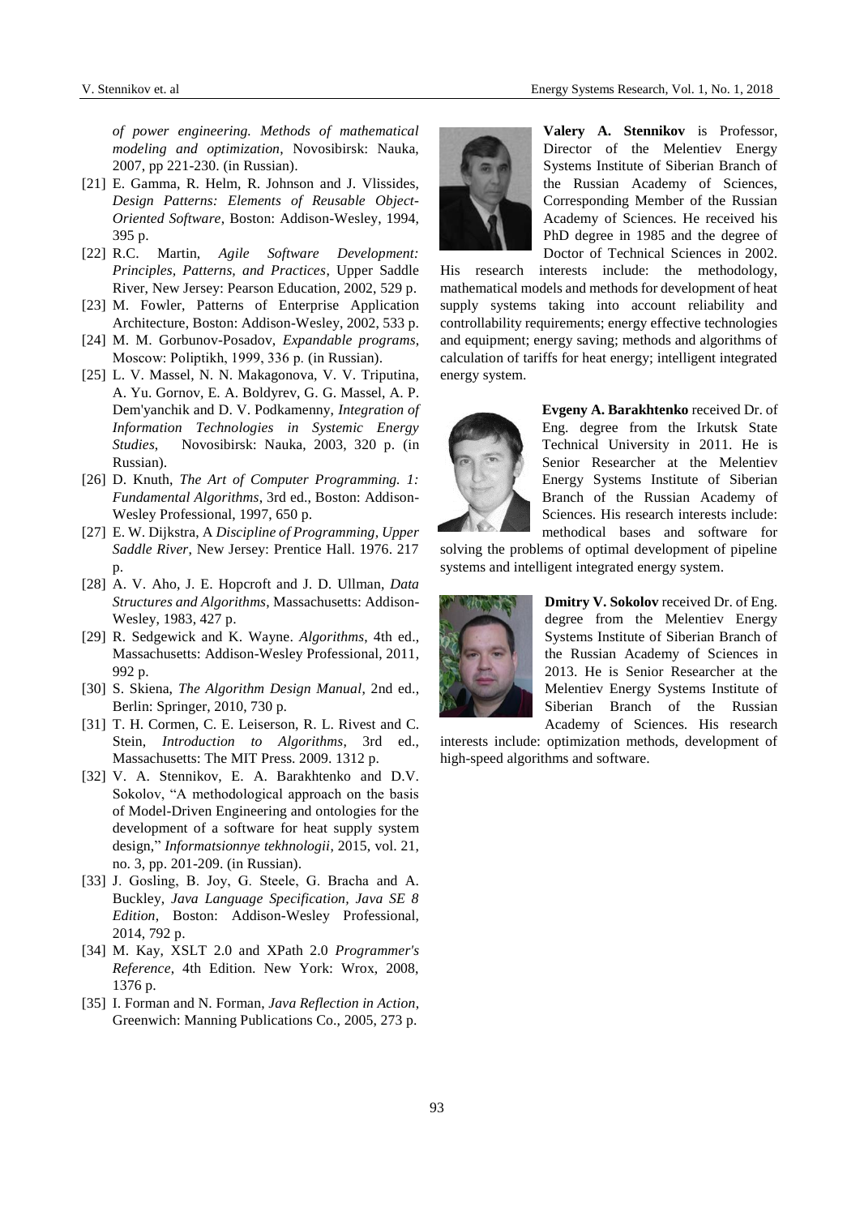*of power engineering. Methods of mathematical modeling and optimization*, Novosibirsk: Nauka, 2007, pp 221-230. (in Russian).

[21] E. Gamma, R. Helm, R. Johnson and J. Vlissides, *Design Patterns: Elements of Reusable Object-Oriented Software*, Boston: Addison-Wesley, 1994, 395 p.

[22] R.C. Martin, *Agile Software Development: Principles, Patterns, and Practices*, Upper Saddle River, New Jersey: Pearson Education, 2002, 529 p.

[23] M. Fowler, Patterns of Enterprise Application Architecture, Boston: Addison-Wesley, 2002, 533 p.

[24] M. M. Gorbunov-Posadov, *Expandable programs*, Moscow: Poliptikh, 1999, 336 p. (in Russian).

[25] L. V. Massel, N. N. Makagonova, V. V. Triputina, A. Yu. Gornov, E. A. Boldyrev, G. G. Massel, A. P. Dem'yanchik and D. V. Podkamenny, *Integration of Information Technologies in Systemic Energy Studies*, Novosibirsk: Nauka, 2003, 320 p. (in Russian).

[26] D. Knuth, *The Art of Computer Programming. 1: Fundamental Algorithms*, 3rd ed., Boston: Addison-Wesley Professional, 1997, 650 p.

[27] E. W. Dijkstra, A *Discipline of Programming, Upper Saddle River*, New Jersey: Prentice Hall. 1976. 217 p.

[28] A. V. Aho, J. E. Hopcroft and J. D. Ullman, *Data Structures and Algorithms*, Massachusetts: Addison-Wesley, 1983, 427 p.

[29] R. Sedgewick and K. Wayne. *Algorithms*, 4th ed., Massachusetts: Addison-Wesley Professional, 2011, 992 p.

[30] S. Skiena, *The Algorithm Design Manual*, 2nd ed., Berlin: Springer, 2010, 730 p.

[31] T. H. Cormen, C. E. Leiserson, R. L. Rivest and C. Stein, *Introduction to Algorithms*, 3rd ed., Massachusetts: The MIT Press. 2009. 1312 p.

[32] V. A. Stennikov, E. A. Barakhtenko and D.V. Sokolov, "A methodological approach on the basis of Model-Driven Engineering and ontologies for the development of a software for heat supply system design," *Informatsionnye tekhnologii*, 2015, vol. 21, no. 3, pp. 201-209. (in Russian).

[33] J. Gosling, B. Joy, G. Steele, G. Bracha and A. Buckley, *Java Language Specification, Java SE 8 Edition*, Boston: Addison-Wesley Professional, 2014, 792 p.

[34] M. Kay, XSLT 2.0 and XPath 2.0 *Programmer's Reference*, 4th Edition. New York: Wrox, 2008, 1376 p.

[35] I. Forman and N. Forman, *Java Reflection in Action*, Greenwich: Manning Publications Co., 2005, 273 p.

**Valery A. Stennikov** is Professor, Director of the Melentiev Energy Systems Institute of Siberian Branch of the Russian Academy of Sciences, Corresponding Member of the Russian Academy of Sciences. He received his PhD degree in 1985 and the degree of Doctor of Technical Sciences in 2002. His research interests include: the methodology, mathematical models and methods for development of heat supply systems taking into account reliability and controllability requirements; energy effective technologies and equipment; energy saving; methods and algorithms of calculation of tariffs for heat energy; intelligent integrated energy system.

**Evgeny A. Barakhtenko** received Dr. of Eng. degree from the Irkutsk State Technical University in 2011. He is Senior Researcher at the Melentiev Energy Systems Institute of Siberian Branch of the Russian Academy of Sciences. His research interests include: methodical bases and software for solving the problems of optimal development of pipeline systems and intelligent integrated energy system.

**Dmitry V. Sokolov** received Dr. of Eng. degree from the Melentiev Energy Systems Institute of Siberian Branch of the Russian Academy of Sciences in 2013. He is Senior Researcher at the Melentiev Energy Systems Institute of Siberian Branch of the Russian Academy of Sciences. His research interests include: optimization methods, development of high-speed algorithms and software.